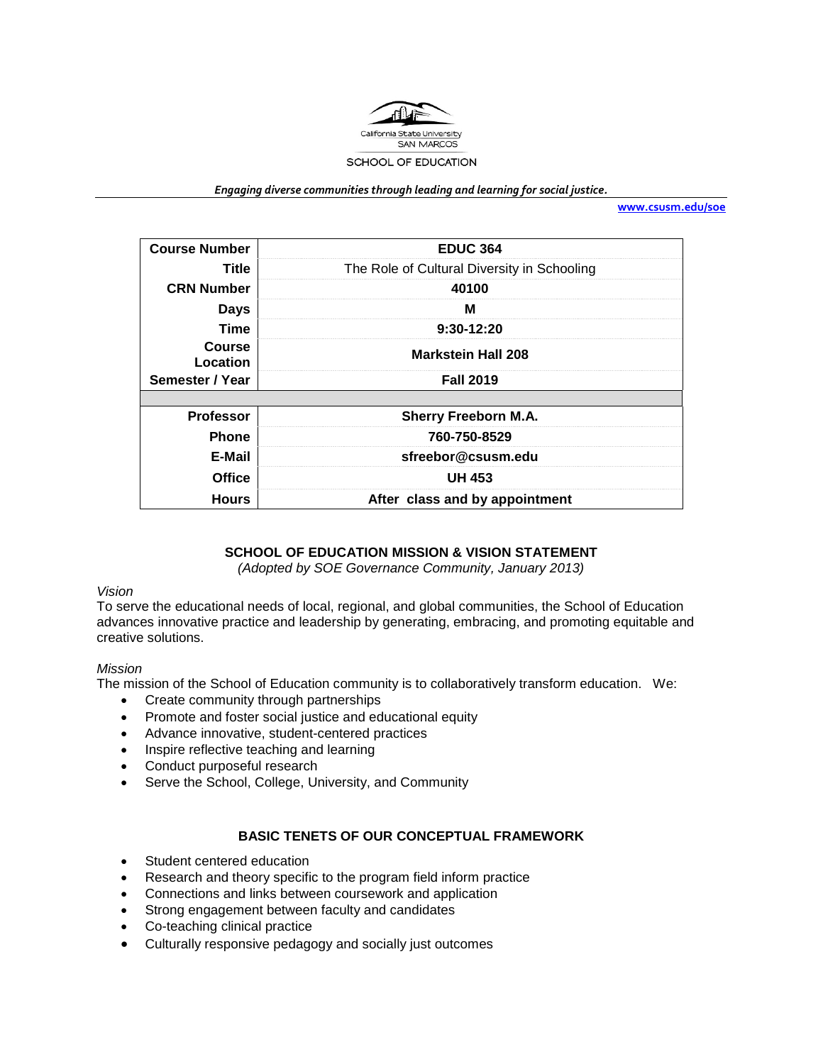California State University
SAN MARCOS

SCHOOL OF EDUCATION

***Engaging diverse communities through leading and learning for social justice.***

**www.csusm.edu/soe**

| | |
|---|---|
| **Course Number** | **EDUC 364** |
| **Title** | The Role of Cultural Diversity in Schooling |
| **CRN Number** | **40100** |
| **Days** | **M** |
| **Time** | **9:30-12:20** |
| **Course Location** | **Markstein Hall 208** |
| **Semester / Year** | **Fall 2019** |
| | |
| **Professor** | **Sherry Freeborn M.A.** |
| **Phone** | **760-750-8529** |
| **E-Mail** | **sfreebor@csusm.edu** |
| **Office** | **UH 453** |
| **Hours** | **After class and by appointment** |

## SCHOOL OF EDUCATION MISSION & VISION STATEMENT

*(Adopted by SOE Governance Community, January 2013)*

*Vision*

To serve the educational needs of local, regional, and global communities, the School of Education advances innovative practice and leadership by generating, embracing, and promoting equitable and creative solutions.

*Mission*

The mission of the School of Education community is to collaboratively transform education. We:

- Create community through partnerships
- Promote and foster social justice and educational equity
- Advance innovative, student-centered practices
- Inspire reflective teaching and learning
- Conduct purposeful research
- Serve the School, College, University, and Community

## BASIC TENETS OF OUR CONCEPTUAL FRAMEWORK

- Student centered education
- Research and theory specific to the program field inform practice
- Connections and links between coursework and application
- Strong engagement between faculty and candidates
- Co-teaching clinical practice
- Culturally responsive pedagogy and socially just outcomes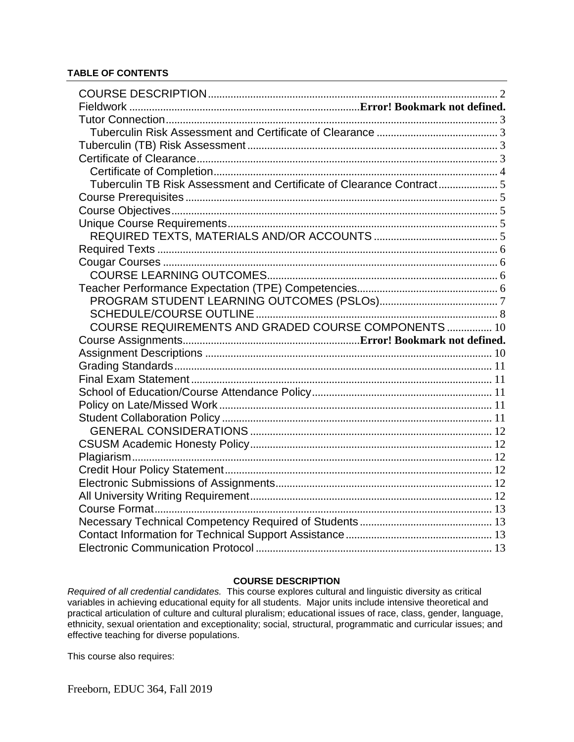**TABLE OF CONTENTS**

COURSE DESCRIPTION ........ 2
Fieldwork ........ Error! Bookmark not defined.
Tutor Connection ........ 3
  Tuberculin Risk Assessment and Certificate of Clearance ........ 3
Tuberculin (TB) Risk Assessment ........ 3
Certificate of Clearance ........ 3
  Certificate of Completion ........ 4
  Tuberculin TB Risk Assessment and Certificate of Clearance Contract ........ 5
Course Prerequisites ........ 5
Course Objectives ........ 5
Unique Course Requirements ........ 5
  REQUIRED TEXTS, MATERIALS AND/OR ACCOUNTS ........ 5
Required Texts ........ 6
Cougar Courses ........ 6
  COURSE LEARNING OUTCOMES ........ 6
Teacher Performance Expectation (TPE) Competencies ........ 6
  PROGRAM STUDENT LEARNING OUTCOMES (PSLOs) ........ 7
  SCHEDULE/COURSE OUTLINE ........ 8
  COURSE REQUIREMENTS AND GRADED COURSE COMPONENTS ........ 10
Course Assignments ........ Error! Bookmark not defined.
Assignment Descriptions ........ 10
Grading Standards ........ 11
Final Exam Statement ........ 11
School of Education/Course Attendance Policy ........ 11
Policy on Late/Missed Work ........ 11
Student Collaboration Policy ........ 11
  GENERAL CONSIDERATIONS ........ 12
CSUSM Academic Honesty Policy ........ 12
Plagiarism ........ 12
Credit Hour Policy Statement ........ 12
Electronic Submissions of Assignments ........ 12
All University Writing Requirement ........ 12
Course Format ........ 13
Necessary Technical Competency Required of Students ........ 13
Contact Information for Technical Support Assistance ........ 13
Electronic Communication Protocol ........ 13

## COURSE DESCRIPTION

*Required of all credential candidates.* This course explores cultural and linguistic diversity as critical variables in achieving educational equity for all students. Major units include intensive theoretical and practical articulation of culture and cultural pluralism; educational issues of race, class, gender, language, ethnicity, sexual orientation and exceptionality; social, structural, programmatic and curricular issues; and effective teaching for diverse populations.

This course also requires: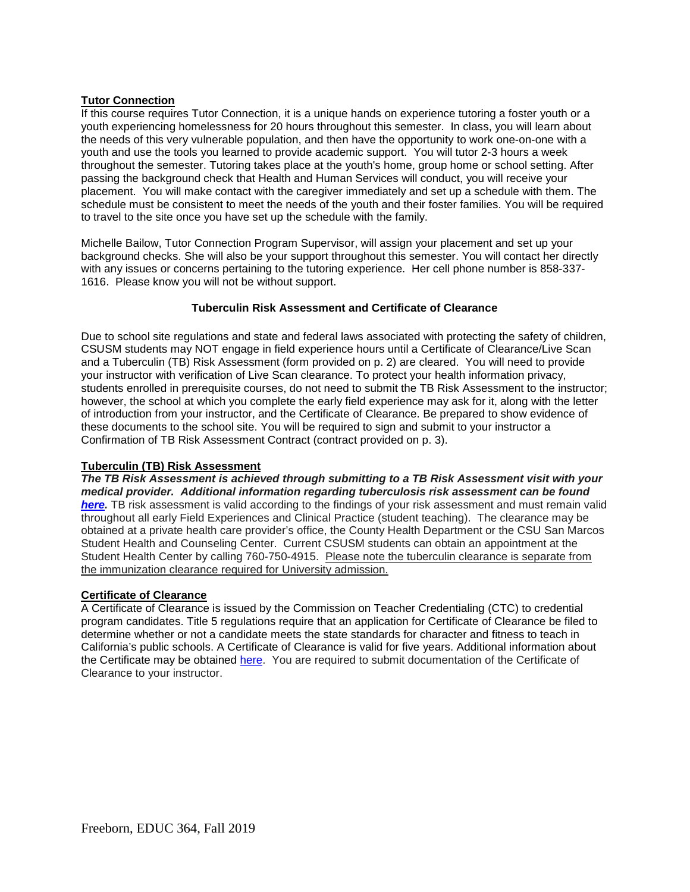**Tutor Connection**

If this course requires Tutor Connection, it is a unique hands on experience tutoring a foster youth or a youth experiencing homelessness for 20 hours throughout this semester. In class, you will learn about the needs of this very vulnerable population, and then have the opportunity to work one-on-one with a youth and use the tools you learned to provide academic support. You will tutor 2-3 hours a week throughout the semester. Tutoring takes place at the youth's home, group home or school setting. After passing the background check that Health and Human Services will conduct, you will receive your placement. You will make contact with the caregiver immediately and set up a schedule with them. The schedule must be consistent to meet the needs of the youth and their foster families. You will be required to travel to the site once you have set up the schedule with the family.

Michelle Bailow, Tutor Connection Program Supervisor, will assign your placement and set up your background checks. She will also be your support throughout this semester. You will contact her directly with any issues or concerns pertaining to the tutoring experience. Her cell phone number is 858-337-1616. Please know you will not be without support.

### Tuberculin Risk Assessment and Certificate of Clearance

Due to school site regulations and state and federal laws associated with protecting the safety of children, CSUSM students may NOT engage in field experience hours until a Certificate of Clearance/Live Scan and a Tuberculin (TB) Risk Assessment (form provided on p. 2) are cleared. You will need to provide your instructor with verification of Live Scan clearance. To protect your health information privacy, students enrolled in prerequisite courses, do not need to submit the TB Risk Assessment to the instructor; however, the school at which you complete the early field experience may ask for it, along with the letter of introduction from your instructor, and the Certificate of Clearance. Be prepared to show evidence of these documents to the school site. You will be required to sign and submit to your instructor a Confirmation of TB Risk Assessment Contract (contract provided on p. 3).

**Tuberculin (TB) Risk Assessment**

***The TB Risk Assessment is achieved through submitting to a TB Risk Assessment visit with your medical provider. Additional information regarding tuberculosis risk assessment can be found here.*** TB risk assessment is valid according to the findings of your risk assessment and must remain valid throughout all early Field Experiences and Clinical Practice (student teaching). The clearance may be obtained at a private health care provider's office, the County Health Department or the CSU San Marcos Student Health and Counseling Center. Current CSUSM students can obtain an appointment at the Student Health Center by calling 760-750-4915. Please note the tuberculin clearance is separate from the immunization clearance required for University admission.

**Certificate of Clearance**

A Certificate of Clearance is issued by the Commission on Teacher Credentialing (CTC) to credential program candidates. Title 5 regulations require that an application for Certificate of Clearance be filed to determine whether or not a candidate meets the state standards for character and fitness to teach in California's public schools. A Certificate of Clearance is valid for five years. Additional information about the Certificate may be obtained here. You are required to submit documentation of the Certificate of Clearance to your instructor.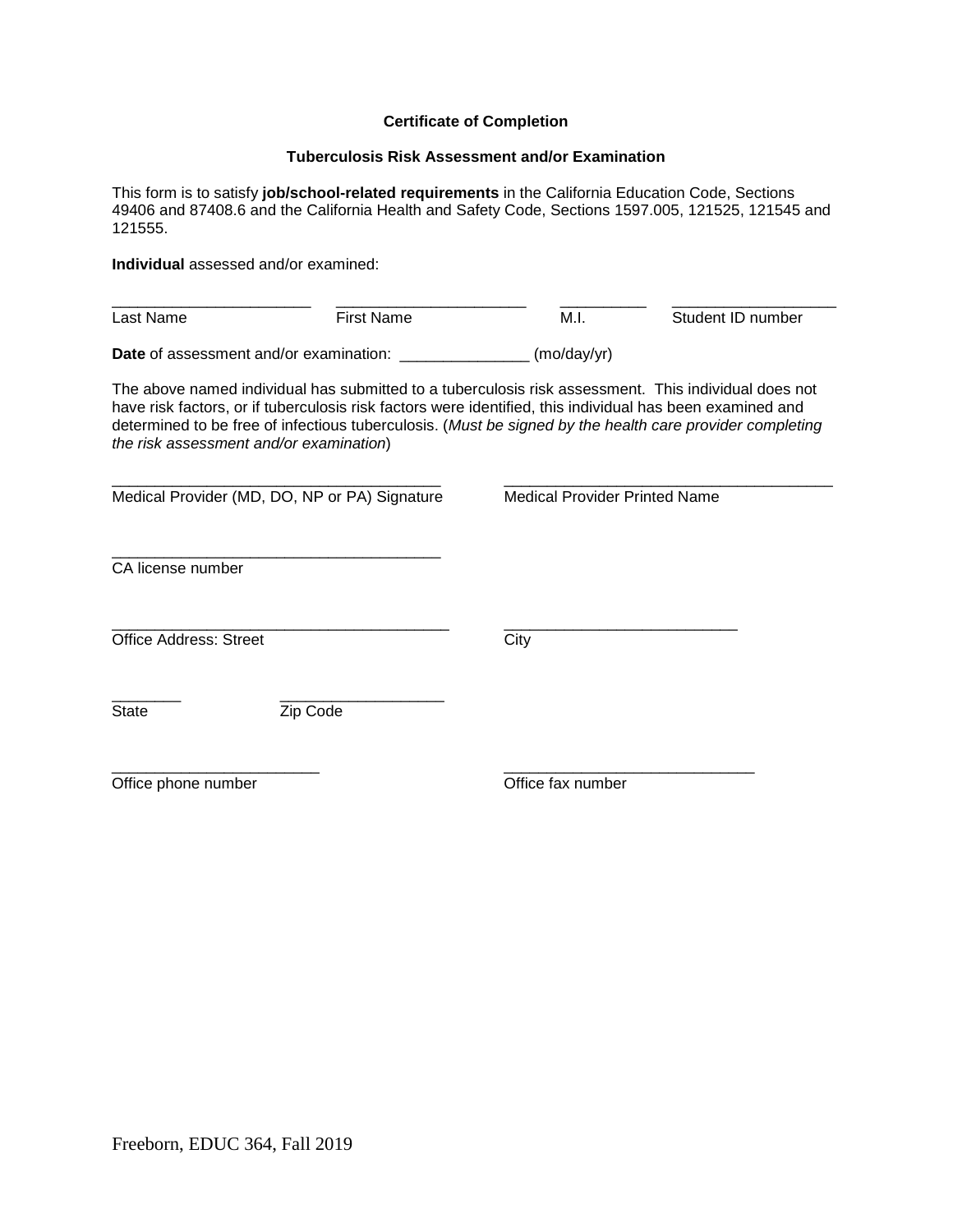**Certificate of Completion**

**Tuberculosis Risk Assessment and/or Examination**

This form is to satisfy **job/school-related requirements** in the California Education Code, Sections 49406 and 87408.6 and the California Health and Safety Code, Sections 1597.005, 121525, 121545 and 121555.

**Individual** assessed and/or examined:

| _______________________ | _______________________ | __________ | ___________________ |
|---|---|---|---|
| Last Name | First Name | M.I. | Student ID number |

**Date** of assessment and/or examination: _______________ (mo/day/yr)

The above named individual has submitted to a tuberculosis risk assessment. This individual does not have risk factors, or if tuberculosis risk factors were identified, this individual has been examined and determined to be free of infectious tuberculosis. (*Must be signed by the health care provider completing the risk assessment and/or examination*)

______________________________________ Medical Provider (MD, DO, NP or PA) Signature

______________________________________ Medical Provider Printed Name

______________________________________ CA license number

_______________________________________ Office Address: Street

___________________________ City

________ State

___________________ Zip Code

________________________ Office phone number

_____________________________ Office fax number

Freeborn, EDUC 364, Fall 2019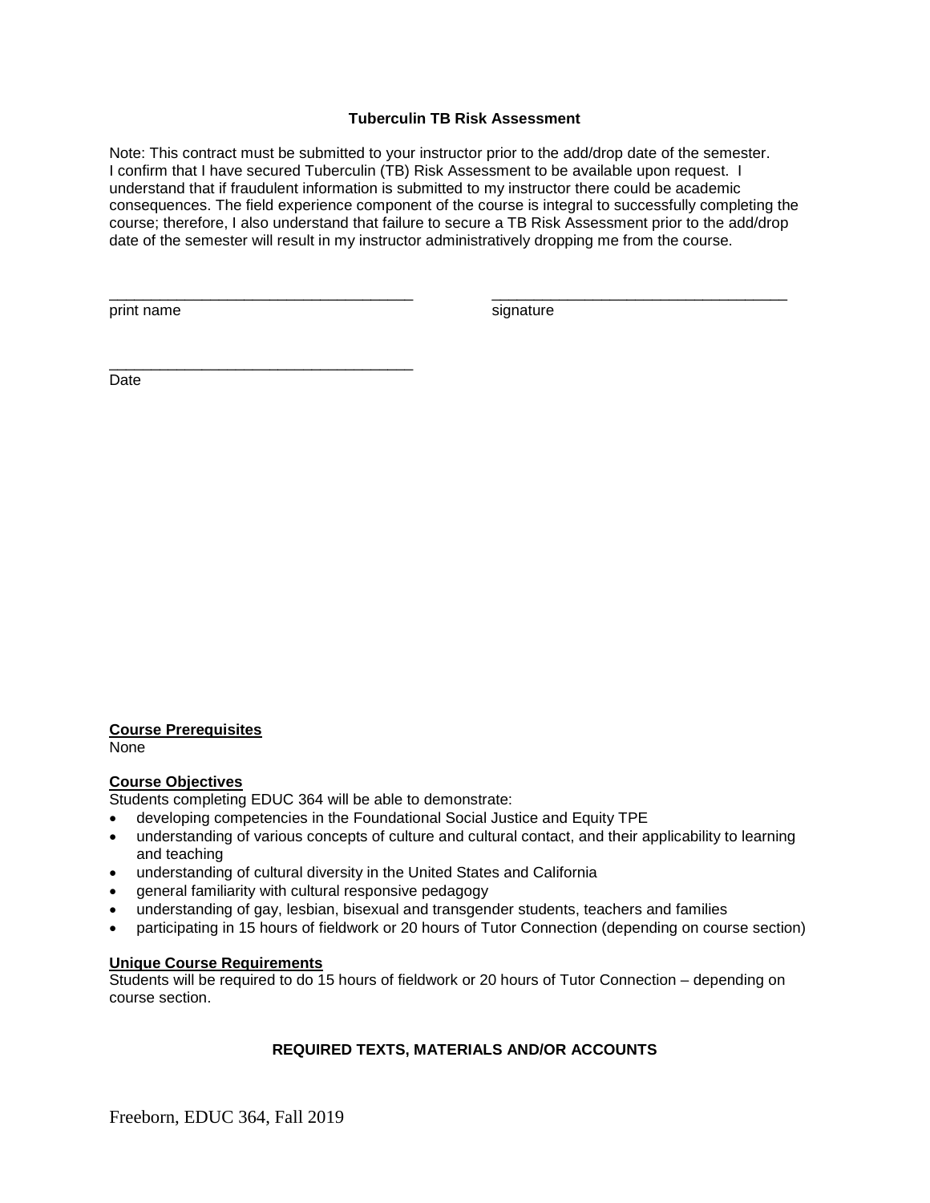**Tuberculin TB Risk Assessment**

Note: This contract must be submitted to your instructor prior to the add/drop date of the semester. I confirm that I have secured Tuberculin (TB) Risk Assessment to be available upon request. I understand that if fraudulent information is submitted to my instructor there could be academic consequences. The field experience component of the course is integral to successfully completing the course; therefore, I also understand that failure to secure a TB Risk Assessment prior to the add/drop date of the semester will result in my instructor administratively dropping me from the course.

_____________________________________ _____________________________________
print name signature

_____________________________________
Date

**Course Prerequisites**

None

**Course Objectives**

Students completing EDUC 364 will be able to demonstrate:

- developing competencies in the Foundational Social Justice and Equity TPE
- understanding of various concepts of culture and cultural contact, and their applicability to learning and teaching
- understanding of cultural diversity in the United States and California
- general familiarity with cultural responsive pedagogy
- understanding of gay, lesbian, bisexual and transgender students, teachers and families
- participating in 15 hours of fieldwork or 20 hours of Tutor Connection (depending on course section)

**Unique Course Requirements**

Students will be required to do 15 hours of fieldwork or 20 hours of Tutor Connection – depending on course section.

**REQUIRED TEXTS, MATERIALS AND/OR ACCOUNTS**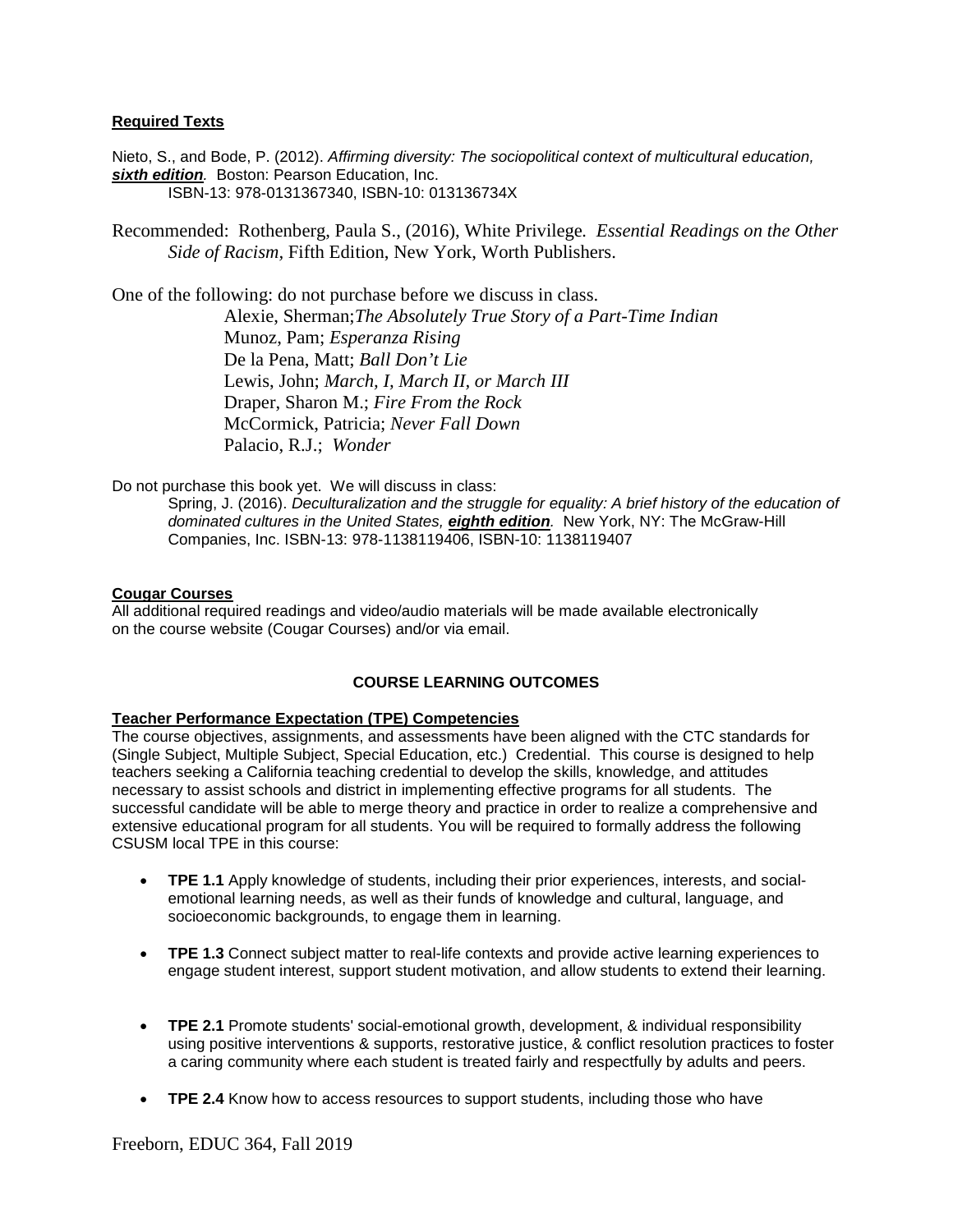**Required Texts**

Nieto, S., and Bode, P. (2012). *Affirming diversity: The sociopolitical context of multicultural education, **sixth edition**.* Boston: Pearson Education, Inc.
ISBN-13: 978-0131367340, ISBN-10: 013136734X

Recommended: Rothenberg, Paula S., (2016), White Privilege. *Essential Readings on the Other Side of Racism*, Fifth Edition, New York, Worth Publishers.

One of the following: do not purchase before we discuss in class.

Alexie, Sherman;*The Absolutely True Story of a Part-Time Indian*
Munoz, Pam; *Esperanza Rising*
De la Pena, Matt; *Ball Don't Lie*
Lewis, John; *March, I, March II, or March III*
Draper, Sharon M.; *Fire From the Rock*
McCormick, Patricia; *Never Fall Down*
Palacio, R.J.; *Wonder*

Do not purchase this book yet. We will discuss in class:

Spring, J. (2016). *Deculturalization and the struggle for equality: A brief history of the education of dominated cultures in the United States, **eighth edition**.* New York, NY: The McGraw-Hill Companies, Inc. ISBN-13: 978-1138119406, ISBN-10: 1138119407

**Cougar Courses**

All additional required readings and video/audio materials will be made available electronically on the course website (Cougar Courses) and/or via email.

## COURSE LEARNING OUTCOMES

**Teacher Performance Expectation (TPE) Competencies**

The course objectives, assignments, and assessments have been aligned with the CTC standards for (Single Subject, Multiple Subject, Special Education, etc.) Credential. This course is designed to help teachers seeking a California teaching credential to develop the skills, knowledge, and attitudes necessary to assist schools and district in implementing effective programs for all students. The successful candidate will be able to merge theory and practice in order to realize a comprehensive and extensive educational program for all students. You will be required to formally address the following CSUSM local TPE in this course:

- **TPE 1.1** Apply knowledge of students, including their prior experiences, interests, and social-emotional learning needs, as well as their funds of knowledge and cultural, language, and socioeconomic backgrounds, to engage them in learning.
- **TPE 1.3** Connect subject matter to real-life contexts and provide active learning experiences to engage student interest, support student motivation, and allow students to extend their learning.
- **TPE 2.1** Promote students' social-emotional growth, development, & individual responsibility using positive interventions & supports, restorative justice, & conflict resolution practices to foster a caring community where each student is treated fairly and respectfully by adults and peers.
- **TPE 2.4** Know how to access resources to support students, including those who have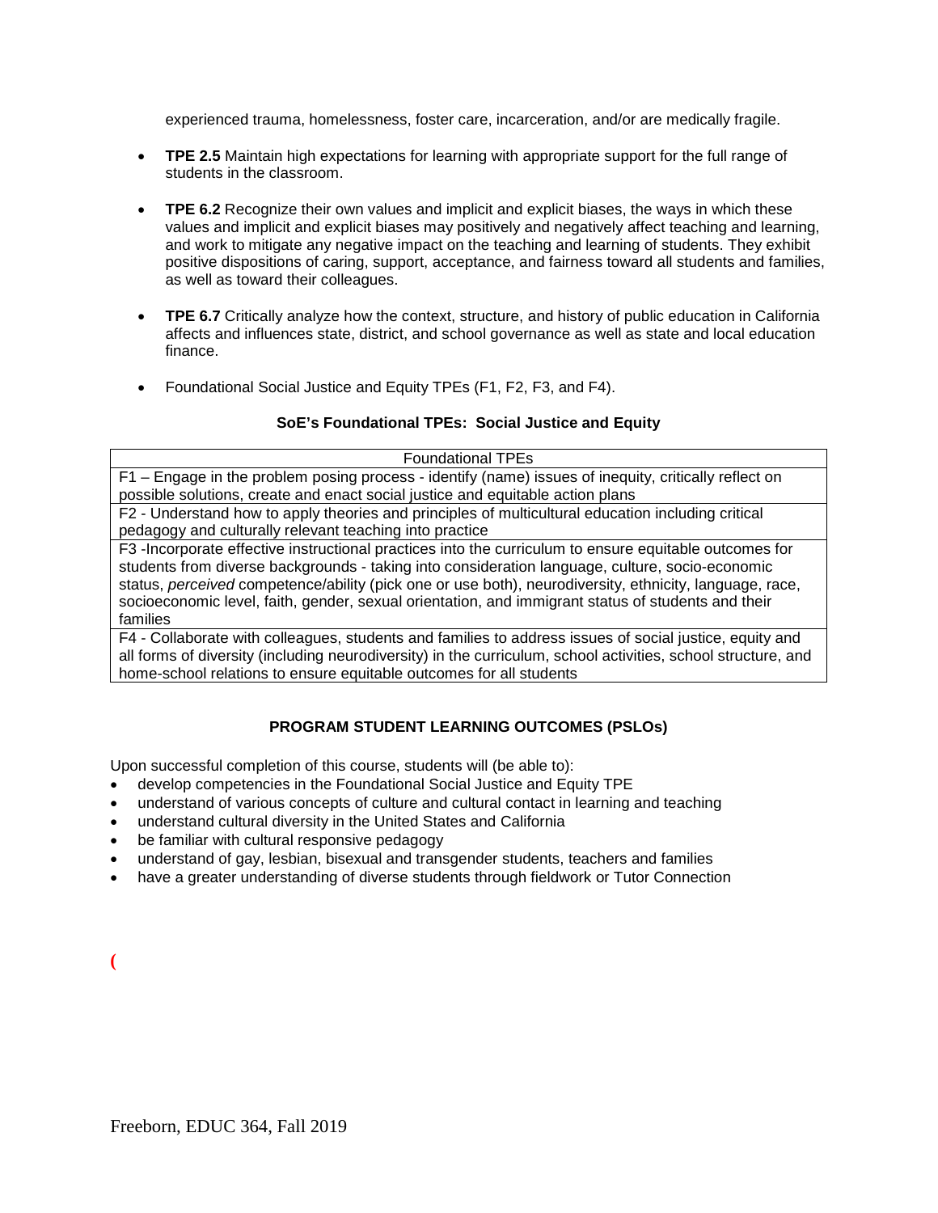experienced trauma, homelessness, foster care, incarceration, and/or are medically fragile.

- **TPE 2.5** Maintain high expectations for learning with appropriate support for the full range of students in the classroom.

- **TPE 6.2** Recognize their own values and implicit and explicit biases, the ways in which these values and implicit and explicit biases may positively and negatively affect teaching and learning, and work to mitigate any negative impact on the teaching and learning of students. They exhibit positive dispositions of caring, support, acceptance, and fairness toward all students and families, as well as toward their colleagues.

- **TPE 6.7** Critically analyze how the context, structure, and history of public education in California affects and influences state, district, and school governance as well as state and local education finance.

- Foundational Social Justice and Equity TPEs (F1, F2, F3, and F4).

**SoE's Foundational TPEs: Social Justice and Equity**

| Foundational TPEs |
|---|
| F1 – Engage in the problem posing process - identify (name) issues of inequity, critically reflect on possible solutions, create and enact social justice and equitable action plans |
| F2 - Understand how to apply theories and principles of multicultural education including critical pedagogy and culturally relevant teaching into practice |
| F3 -Incorporate effective instructional practices into the curriculum to ensure equitable outcomes for students from diverse backgrounds - taking into consideration language, culture, socio-economic status, *perceived* competence/ability (pick one or use both), neurodiversity, ethnicity, language, race, socioeconomic level, faith, gender, sexual orientation, and immigrant status of students and their families |
| F4 - Collaborate with colleagues, students and families to address issues of social justice, equity and all forms of diversity (including neurodiversity) in the curriculum, school activities, school structure, and home-school relations to ensure equitable outcomes for all students |

**PROGRAM STUDENT LEARNING OUTCOMES (PSLOs)**

Upon successful completion of this course, students will (be able to):

- develop competencies in the Foundational Social Justice and Equity TPE
- understand of various concepts of culture and cultural contact in learning and teaching
- understand cultural diversity in the United States and California
- be familiar with cultural responsive pedagogy
- understand of gay, lesbian, bisexual and transgender students, teachers and families
- have a greater understanding of diverse students through fieldwork or Tutor Connection

(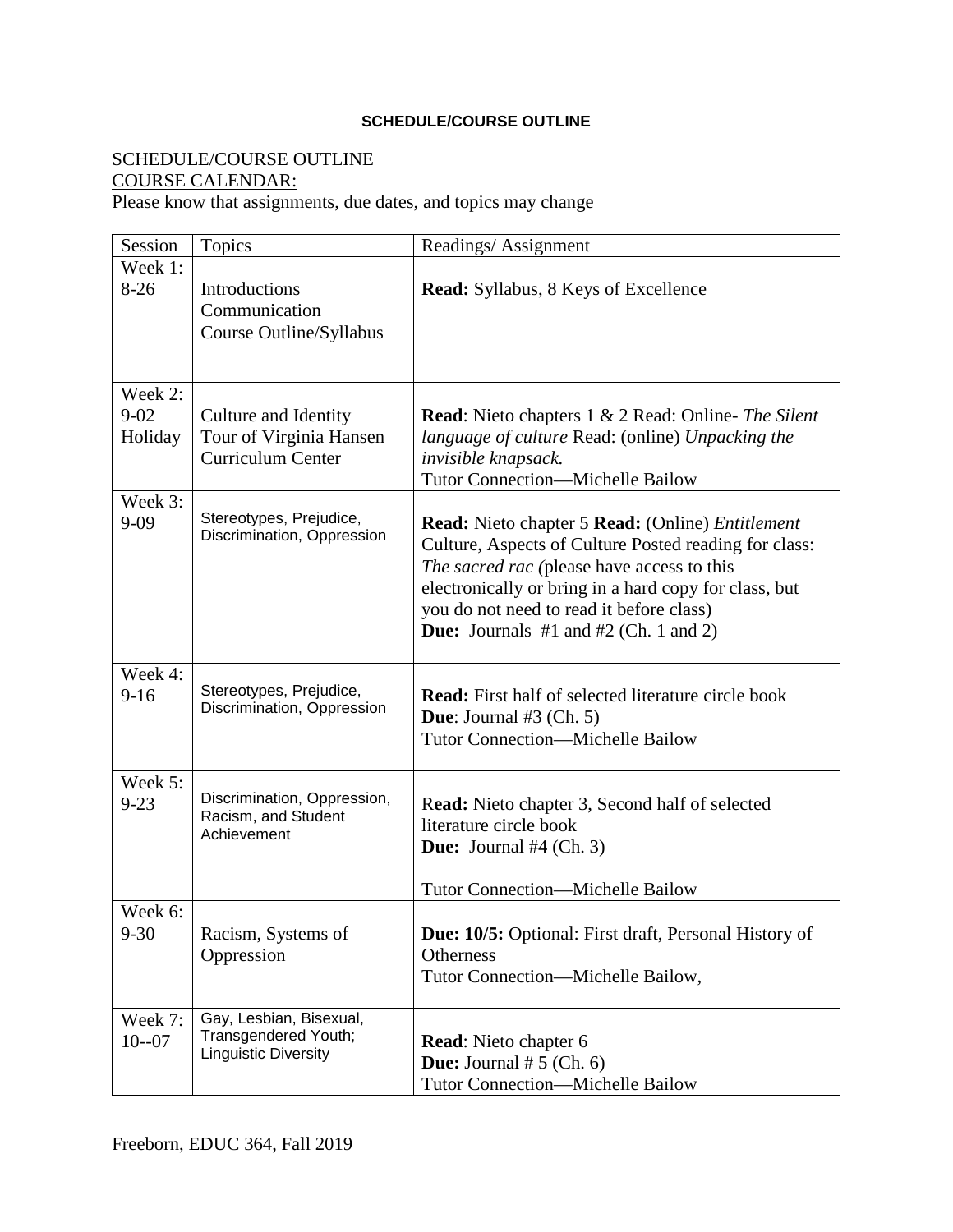**SCHEDULE/COURSE OUTLINE**

SCHEDULE/COURSE OUTLINE
COURSE CALENDAR:
Please know that assignments, due dates, and topics may change

| Session | Topics | Readings/ Assignment |
|---|---|---|
| Week 1: 8-26 | Introductions<br>Communication<br>Course Outline/Syllabus | **Read:** Syllabus, 8 Keys of Excellence |
| Week 2: 9-02 Holiday | Culture and Identity<br>Tour of Virginia Hansen Curriculum Center | **Read**: Nieto chapters 1 & 2 Read: Online- *The Silent language of culture* Read: (online) *Unpacking the invisible knapsack.*<br>Tutor Connection—Michelle Bailow |
| Week 3: 9-09 | Stereotypes, Prejudice, Discrimination, Oppression | **Read:** Nieto chapter 5 **Read:** (Online) *Entitlement* Culture, Aspects of Culture Posted reading for class: *The sacred rac (*please have access to this electronically or bring in a hard copy for class, but you do not need to read it before class)<br>**Due:** Journals #1 and #2 (Ch. 1 and 2) |
| Week 4: 9-16 | Stereotypes, Prejudice, Discrimination, Oppression | **Read:** First half of selected literature circle book<br>**Due**: Journal #3 (Ch. 5)<br>Tutor Connection—Michelle Bailow |
| Week 5: 9-23 | Discrimination, Oppression, Racism, and Student Achievement | R**ead:** Nieto chapter 3, Second half of selected literature circle book<br>**Due:** Journal #4 (Ch. 3)<br><br>Tutor Connection—Michelle Bailow |
| Week 6: 9-30 | Racism, Systems of Oppression | **Due: 10/5:** Optional: First draft, Personal History of Otherness<br>Tutor Connection—Michelle Bailow, |
| Week 7: 10--07 | Gay, Lesbian, Bisexual, Transgendered Youth; Linguistic Diversity | **Read**: Nieto chapter 6<br>**Due:** Journal # 5 (Ch. 6)<br>Tutor Connection—Michelle Bailow |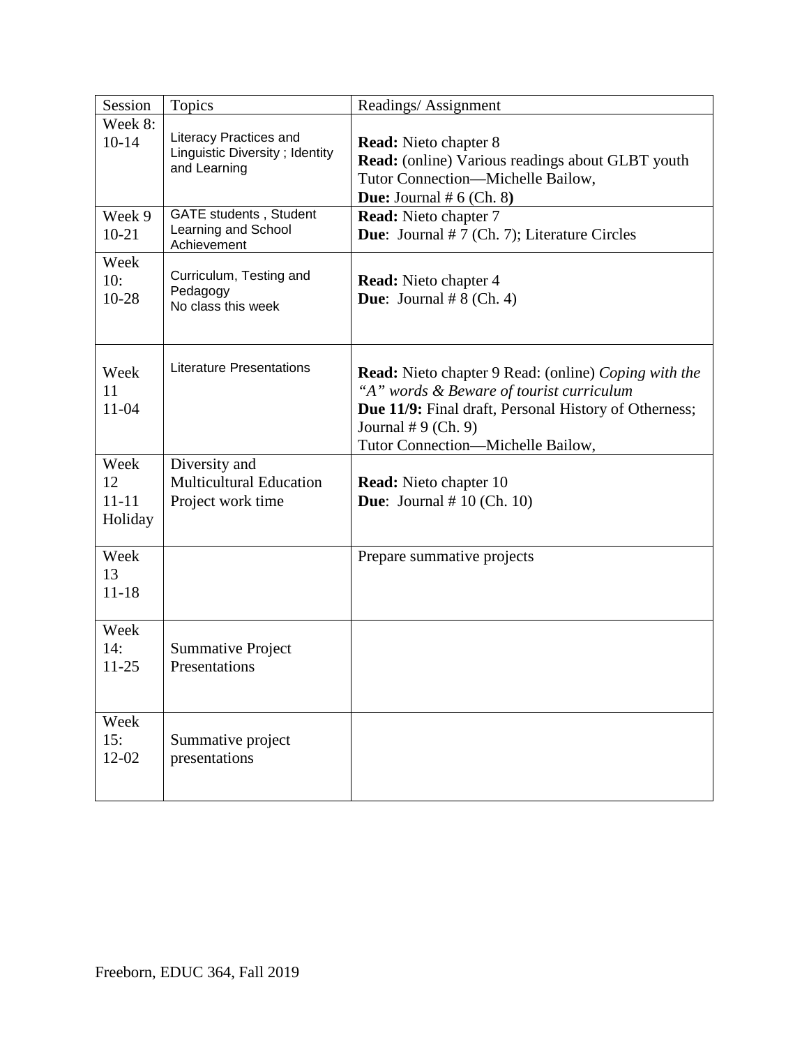| Session | Topics | Readings/ Assignment |
| --- | --- | --- |
| Week 8: 10-14 | Literacy Practices and Linguistic Diversity ; Identity and Learning | **Read:** Nieto chapter 8<br>**Read:** (online) Various readings about GLBT youth<br>Tutor Connection—Michelle Bailow,<br>**Due:** Journal # 6 (Ch. 8**)** |
| Week 9 10-21 | GATE students , Student Learning and School Achievement | **Read:** Nieto chapter 7<br>**Due**: Journal # 7 (Ch. 7); Literature Circles |
| Week 10: 10-28 | Curriculum, Testing and Pedagogy<br>No class this week | **Read:** Nieto chapter 4<br>**Due**: Journal # 8 (Ch. 4) |
| Week 11 11-04 | Literature Presentations | **Read:** Nieto chapter 9 Read: (online) *Coping with the "A" words & Beware of tourist curriculum*<br>**Due 11/9:** Final draft, Personal History of Otherness; Journal # 9 (Ch. 9)<br>Tutor Connection—Michelle Bailow, |
| Week 12 11-11 Holiday | Diversity and Multicultural Education<br>Project work time | **Read:** Nieto chapter 10<br>**Due**: Journal # 10 (Ch. 10) |
| Week 13 11-18 | | Prepare summative projects |
| Week 14: 11-25 | Summative Project Presentations | |
| Week 15: 12-02 | Summative project presentations | |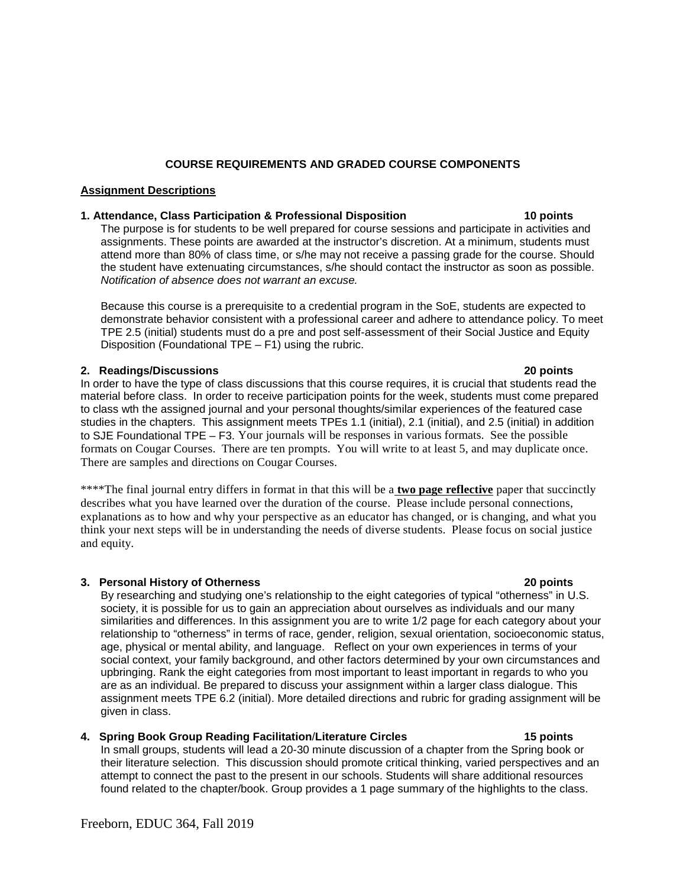## COURSE REQUIREMENTS AND GRADED COURSE COMPONENTS

**Assignment Descriptions**

**1. Attendance, Class Participation & Professional Disposition 10 points**

The purpose is for students to be well prepared for course sessions and participate in activities and assignments. These points are awarded at the instructor's discretion. At a minimum, students must attend more than 80% of class time, or s/he may not receive a passing grade for the course. Should the student have extenuating circumstances, s/he should contact the instructor as soon as possible. *Notification of absence does not warrant an excuse.*

Because this course is a prerequisite to a credential program in the SoE, students are expected to demonstrate behavior consistent with a professional career and adhere to attendance policy. To meet TPE 2.5 (initial) students must do a pre and post self-assessment of their Social Justice and Equity Disposition (Foundational TPE – F1) using the rubric.

**2. Readings/Discussions 20 points**

In order to have the type of class discussions that this course requires, it is crucial that students read the material before class. In order to receive participation points for the week, students must come prepared to class wth the assigned journal and your personal thoughts/similar experiences of the featured case studies in the chapters. This assignment meets TPEs 1.1 (initial), 2.1 (initial), and 2.5 (initial) in addition to SJE Foundational TPE – F3. Your journals will be responses in various formats. See the possible formats on Cougar Courses. There are ten prompts. You will write to at least 5, and may duplicate once. There are samples and directions on Cougar Courses.

****The final journal entry differs in format in that this will be a **two page reflective** paper that succinctly describes what you have learned over the duration of the course. Please include personal connections, explanations as to how and why your perspective as an educator has changed, or is changing, and what you think your next steps will be in understanding the needs of diverse students. Please focus on social justice and equity.

**3. Personal History of Otherness 20 points**

By researching and studying one's relationship to the eight categories of typical "otherness" in U.S. society, it is possible for us to gain an appreciation about ourselves as individuals and our many similarities and differences. In this assignment you are to write 1/2 page for each category about your relationship to "otherness" in terms of race, gender, religion, sexual orientation, socioeconomic status, age, physical or mental ability, and language. Reflect on your own experiences in terms of your social context, your family background, and other factors determined by your own circumstances and upbringing. Rank the eight categories from most important to least important in regards to who you are as an individual. Be prepared to discuss your assignment within a larger class dialogue. This assignment meets TPE 6.2 (initial). More detailed directions and rubric for grading assignment will be given in class.

**4. Spring Book Group Reading Facilitation/Literature Circles 15 points**

In small groups, students will lead a 20-30 minute discussion of a chapter from the Spring book or their literature selection. This discussion should promote critical thinking, varied perspectives and an attempt to connect the past to the present in our schools. Students will share additional resources found related to the chapter/book. Group provides a 1 page summary of the highlights to the class.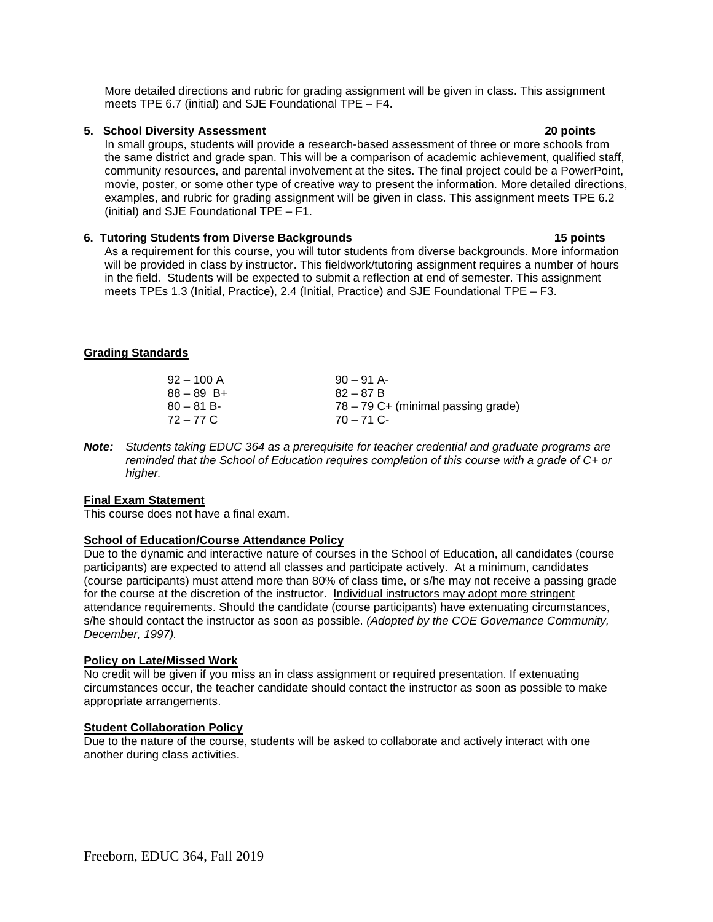More detailed directions and rubric for grading assignment will be given in class. This assignment meets TPE 6.7 (initial) and SJE Foundational TPE – F4.

**5. School Diversity Assessment** **20 points**

In small groups, students will provide a research-based assessment of three or more schools from the same district and grade span. This will be a comparison of academic achievement, qualified staff, community resources, and parental involvement at the sites. The final project could be a PowerPoint, movie, poster, or some other type of creative way to present the information. More detailed directions, examples, and rubric for grading assignment will be given in class. This assignment meets TPE 6.2 (initial) and SJE Foundational TPE – F1.

**6. Tutoring Students from Diverse Backgrounds** **15 points**

As a requirement for this course, you will tutor students from diverse backgrounds. More information will be provided in class by instructor. This fieldwork/tutoring assignment requires a number of hours in the field. Students will be expected to submit a reflection at end of semester. This assignment meets TPEs 1.3 (Initial, Practice), 2.4 (Initial, Practice) and SJE Foundational TPE – F3.

## Grading Standards

| | |
|---|---|
| 92 – 100 A | 90 – 91 A- |
| 88 – 89 B+ | 82 – 87 B |
| 80 – 81 B- | 78 – 79 C+ (minimal passing grade) |
| 72 – 77 C | 70 – 71 C- |

***Note:*** *Students taking EDUC 364 as a prerequisite for teacher credential and graduate programs are reminded that the School of Education requires completion of this course with a grade of C+ or higher.*

## Final Exam Statement

This course does not have a final exam.

## School of Education/Course Attendance Policy

Due to the dynamic and interactive nature of courses in the School of Education, all candidates (course participants) are expected to attend all classes and participate actively. At a minimum, candidates (course participants) must attend more than 80% of class time, or s/he may not receive a passing grade for the course at the discretion of the instructor. Individual instructors may adopt more stringent attendance requirements. Should the candidate (course participants) have extenuating circumstances, s/he should contact the instructor as soon as possible. *(Adopted by the COE Governance Community, December, 1997).*

## Policy on Late/Missed Work

No credit will be given if you miss an in class assignment or required presentation. If extenuating circumstances occur, the teacher candidate should contact the instructor as soon as possible to make appropriate arrangements.

## Student Collaboration Policy

Due to the nature of the course, students will be asked to collaborate and actively interact with one another during class activities.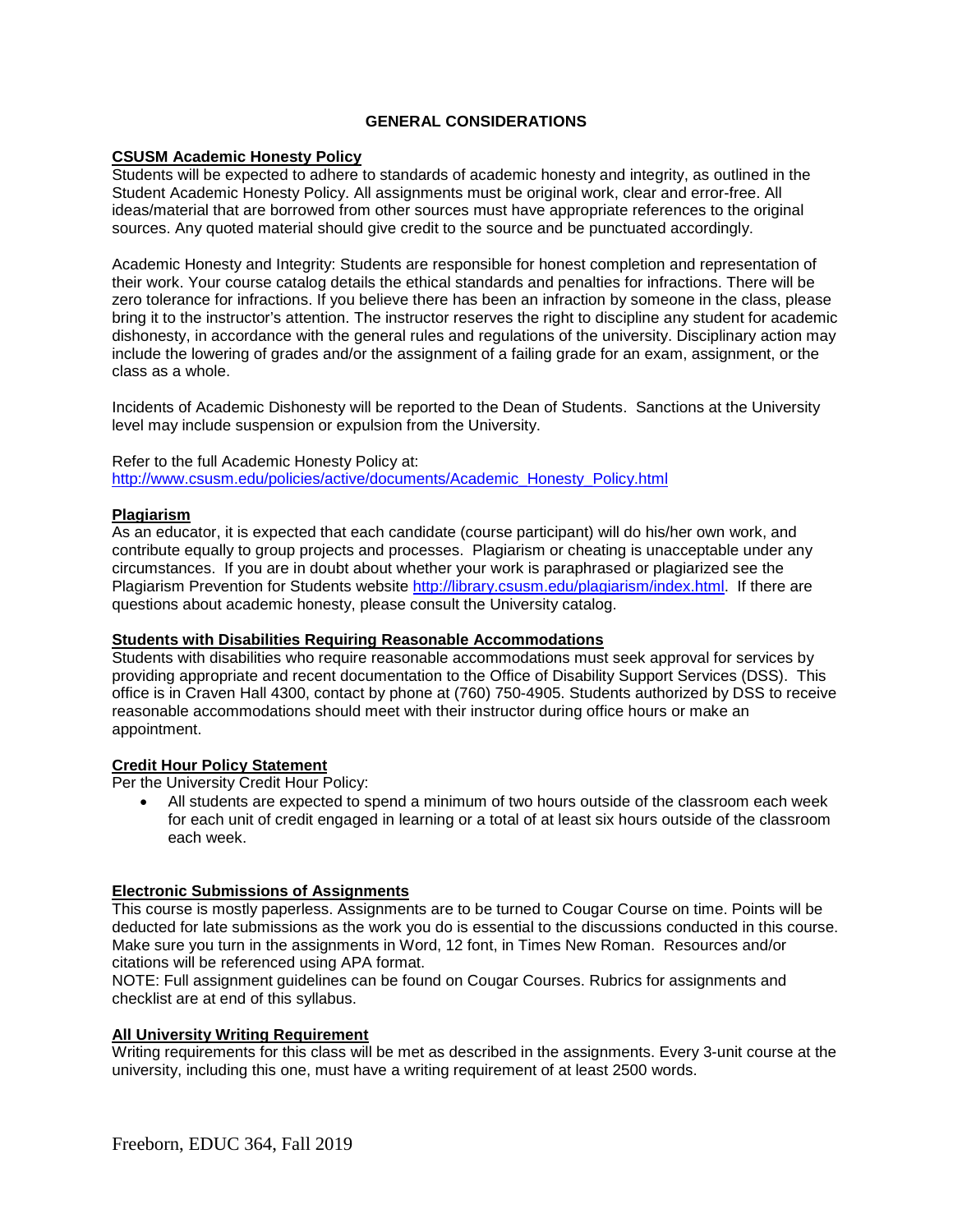## GENERAL CONSIDERATIONS

### CSUSM Academic Honesty Policy

Students will be expected to adhere to standards of academic honesty and integrity, as outlined in the Student Academic Honesty Policy. All assignments must be original work, clear and error-free. All ideas/material that are borrowed from other sources must have appropriate references to the original sources. Any quoted material should give credit to the source and be punctuated accordingly.

Academic Honesty and Integrity: Students are responsible for honest completion and representation of their work. Your course catalog details the ethical standards and penalties for infractions. There will be zero tolerance for infractions. If you believe there has been an infraction by someone in the class, please bring it to the instructor's attention. The instructor reserves the right to discipline any student for academic dishonesty, in accordance with the general rules and regulations of the university. Disciplinary action may include the lowering of grades and/or the assignment of a failing grade for an exam, assignment, or the class as a whole.

Incidents of Academic Dishonesty will be reported to the Dean of Students. Sanctions at the University level may include suspension or expulsion from the University.

Refer to the full Academic Honesty Policy at:
http://www.csusm.edu/policies/active/documents/Academic_Honesty_Policy.html

### Plagiarism

As an educator, it is expected that each candidate (course participant) will do his/her own work, and contribute equally to group projects and processes. Plagiarism or cheating is unacceptable under any circumstances. If you are in doubt about whether your work is paraphrased or plagiarized see the Plagiarism Prevention for Students website http://library.csusm.edu/plagiarism/index.html. If there are questions about academic honesty, please consult the University catalog.

### Students with Disabilities Requiring Reasonable Accommodations

Students with disabilities who require reasonable accommodations must seek approval for services by providing appropriate and recent documentation to the Office of Disability Support Services (DSS). This office is in Craven Hall 4300, contact by phone at (760) 750-4905. Students authorized by DSS to receive reasonable accommodations should meet with their instructor during office hours or make an appointment.

### Credit Hour Policy Statement

Per the University Credit Hour Policy:

- All students are expected to spend a minimum of two hours outside of the classroom each week for each unit of credit engaged in learning or a total of at least six hours outside of the classroom each week.

### Electronic Submissions of Assignments

This course is mostly paperless. Assignments are to be turned to Cougar Course on time. Points will be deducted for late submissions as the work you do is essential to the discussions conducted in this course. Make sure you turn in the assignments in Word, 12 font, in Times New Roman. Resources and/or citations will be referenced using APA format.

NOTE: Full assignment guidelines can be found on Cougar Courses. Rubrics for assignments and checklist are at end of this syllabus.

### All University Writing Requirement

Writing requirements for this class will be met as described in the assignments. Every 3-unit course at the university, including this one, must have a writing requirement of at least 2500 words.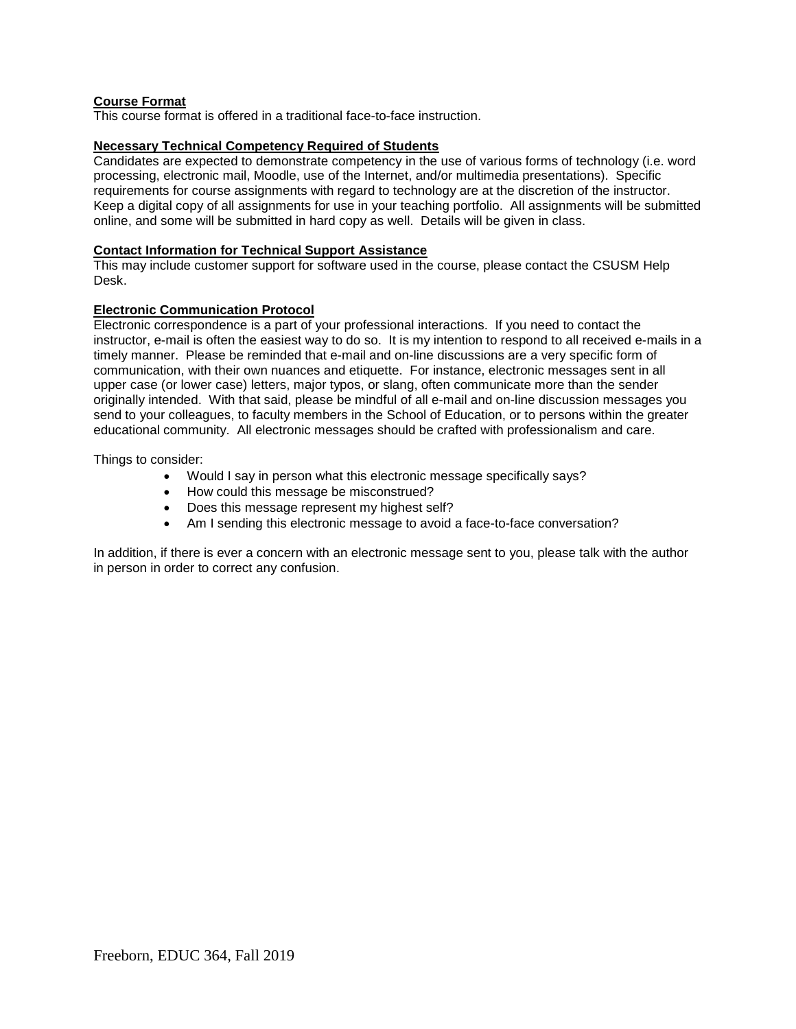**Course Format**

This course format is offered in a traditional face-to-face instruction.

**Necessary Technical Competency Required of Students**

Candidates are expected to demonstrate competency in the use of various forms of technology (i.e. word processing, electronic mail, Moodle, use of the Internet, and/or multimedia presentations). Specific requirements for course assignments with regard to technology are at the discretion of the instructor. Keep a digital copy of all assignments for use in your teaching portfolio. All assignments will be submitted online, and some will be submitted in hard copy as well. Details will be given in class.

**Contact Information for Technical Support Assistance**

This may include customer support for software used in the course, please contact the CSUSM Help Desk.

**Electronic Communication Protocol**

Electronic correspondence is a part of your professional interactions. If you need to contact the instructor, e-mail is often the easiest way to do so. It is my intention to respond to all received e-mails in a timely manner. Please be reminded that e-mail and on-line discussions are a very specific form of communication, with their own nuances and etiquette. For instance, electronic messages sent in all upper case (or lower case) letters, major typos, or slang, often communicate more than the sender originally intended. With that said, please be mindful of all e-mail and on-line discussion messages you send to your colleagues, to faculty members in the School of Education, or to persons within the greater educational community. All electronic messages should be crafted with professionalism and care.

Things to consider:

- Would I say in person what this electronic message specifically says?
- How could this message be misconstrued?
- Does this message represent my highest self?
- Am I sending this electronic message to avoid a face-to-face conversation?

In addition, if there is ever a concern with an electronic message sent to you, please talk with the author in person in order to correct any confusion.